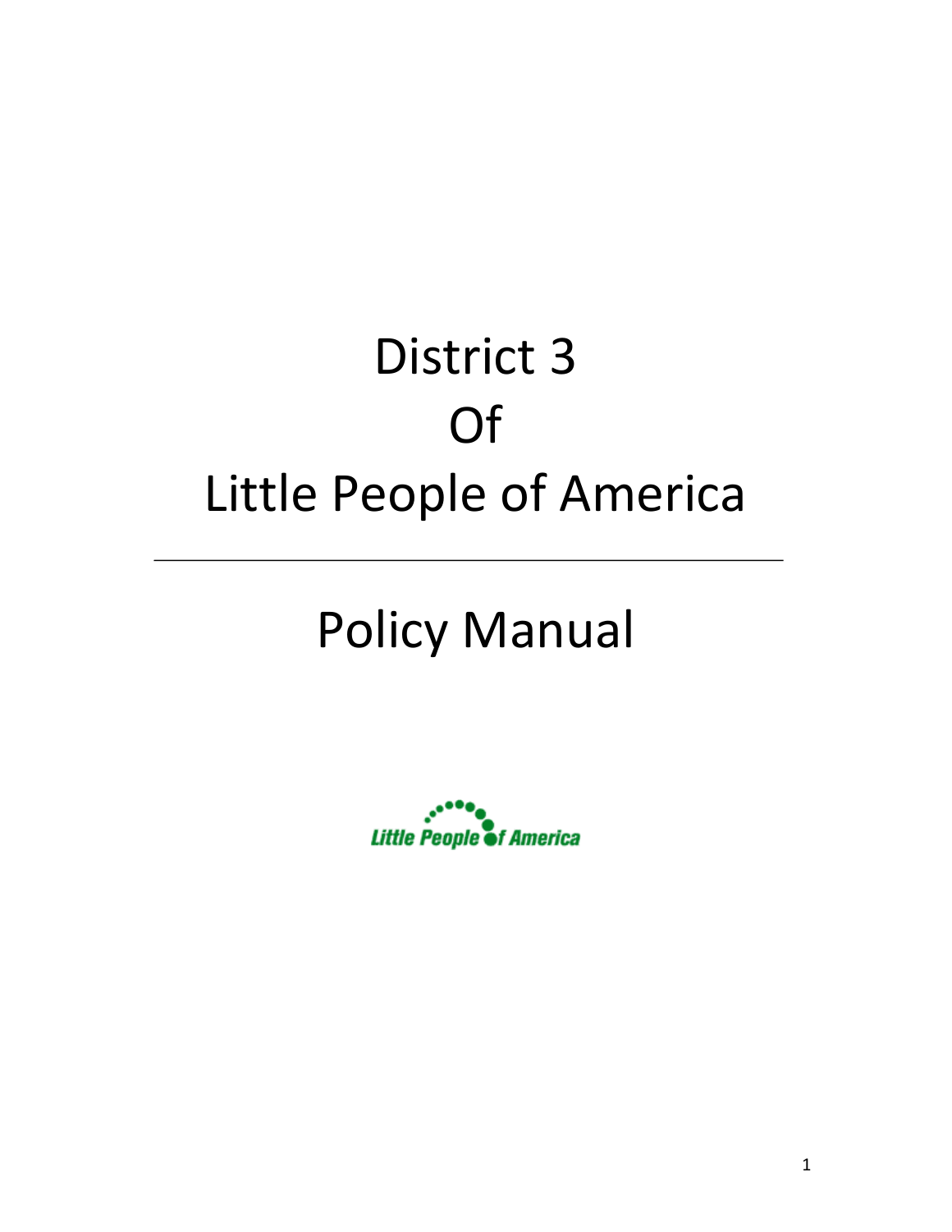# District 3
# Of
# Little People of America

---

# Policy Manual

Little People of America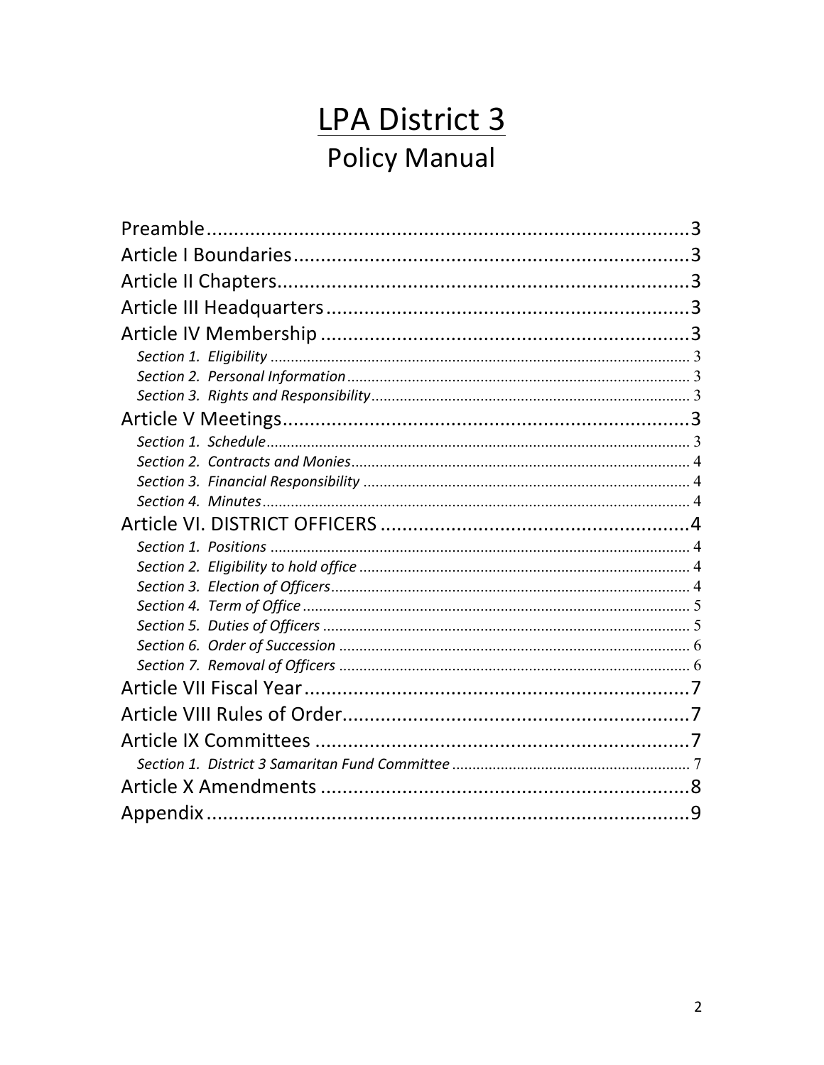# LPA District 3

## Policy Manual

Preamble ....... 3

Article I Boundaries ....... 3

Article II Chapters ....... 3

Article III Headquarters ....... 3

Article IV Membership ....... 3

- *Section 1. Eligibility* ....... 3
- *Section 2. Personal Information* ....... 3
- *Section 3. Rights and Responsibility* ....... 3

Article V Meetings ....... 3

- *Section 1. Schedule* ....... 3
- *Section 2. Contracts and Monies* ....... 4
- *Section 3. Financial Responsibility* ....... 4
- *Section 4. Minutes* ....... 4

Article VI. DISTRICT OFFICERS ....... 4

- *Section 1. Positions* ....... 4
- *Section 2. Eligibility to hold office* ....... 4
- *Section 3. Election of Officers* ....... 4
- *Section 4. Term of Office* ....... 5
- *Section 5. Duties of Officers* ....... 5
- *Section 6. Order of Succession* ....... 6
- *Section 7. Removal of Officers* ....... 6

Article VII Fiscal Year ....... 7

Article VIII Rules of Order ....... 7

Article IX Committees ....... 7

- *Section 1. District 3 Samaritan Fund Committee* ....... 7

Article X Amendments ....... 8

Appendix ....... 9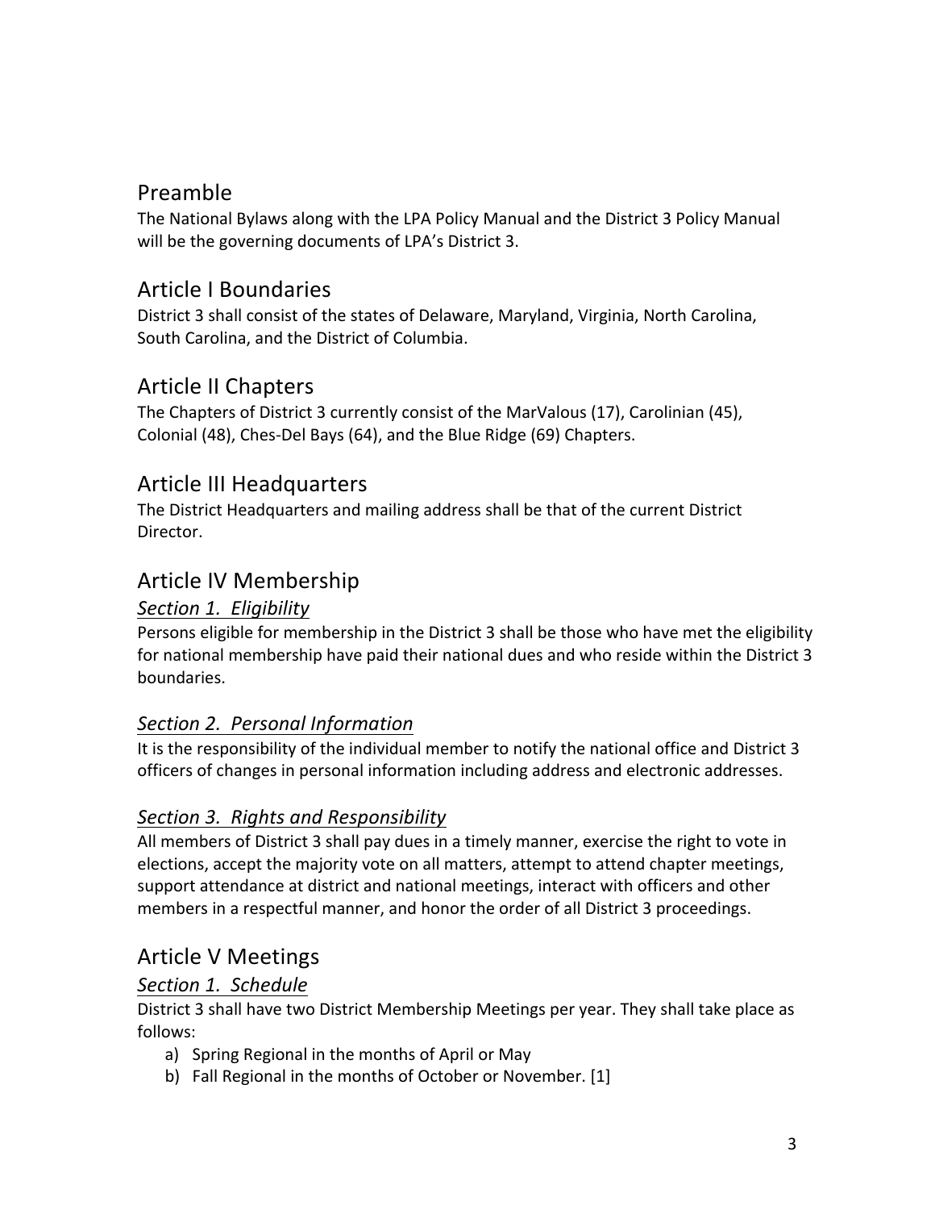## Preamble

The National Bylaws along with the LPA Policy Manual and the District 3 Policy Manual will be the governing documents of LPA's District 3.

## Article I Boundaries

District 3 shall consist of the states of Delaware, Maryland, Virginia, North Carolina, South Carolina, and the District of Columbia.

## Article II Chapters

The Chapters of District 3 currently consist of the MarValous (17), Carolinian (45), Colonial (48), Ches-Del Bays (64), and the Blue Ridge (69) Chapters.

## Article III Headquarters

The District Headquarters and mailing address shall be that of the current District Director.

## Article IV Membership

### *Section 1. Eligibility*

Persons eligible for membership in the District 3 shall be those who have met the eligibility for national membership have paid their national dues and who reside within the District 3 boundaries.

### *Section 2. Personal Information*

It is the responsibility of the individual member to notify the national office and District 3 officers of changes in personal information including address and electronic addresses.

### *Section 3. Rights and Responsibility*

All members of District 3 shall pay dues in a timely manner, exercise the right to vote in elections, accept the majority vote on all matters, attempt to attend chapter meetings, support attendance at district and national meetings, interact with officers and other members in a respectful manner, and honor the order of all District 3 proceedings.

## Article V Meetings

### *Section 1. Schedule*

District 3 shall have two District Membership Meetings per year. They shall take place as follows:

a) Spring Regional in the months of April or May
b) Fall Regional in the months of October or November. [1]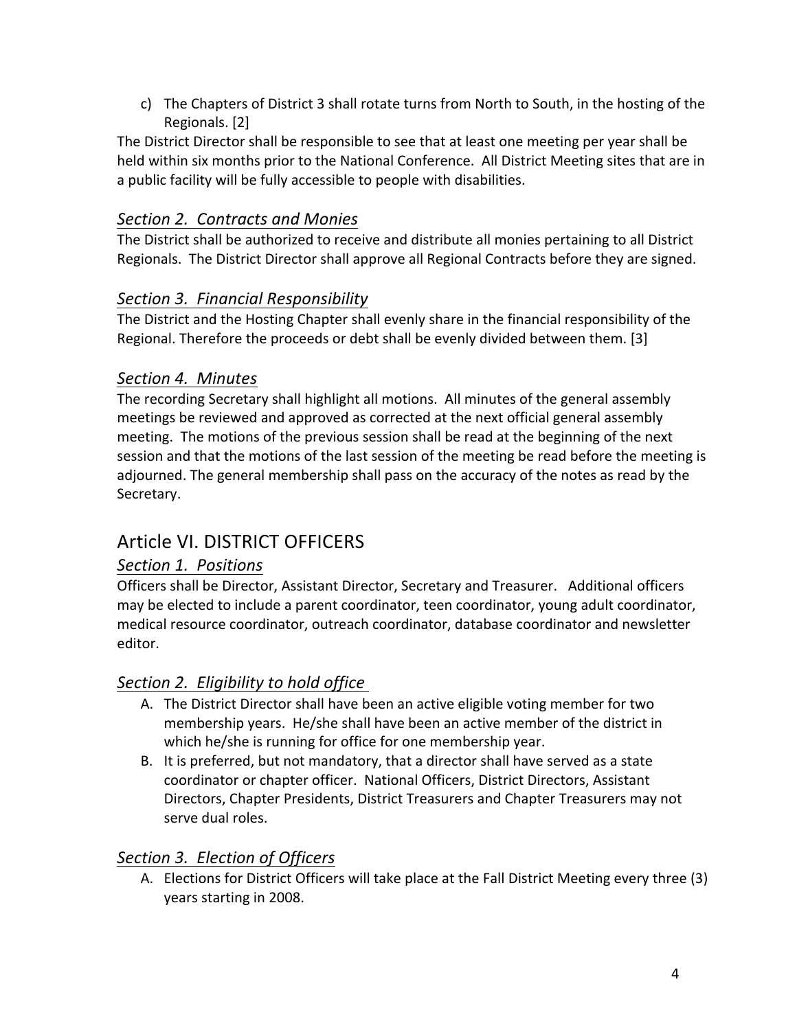c) The Chapters of District 3 shall rotate turns from North to South, in the hosting of the Regionals. [2]

The District Director shall be responsible to see that at least one meeting per year shall be held within six months prior to the National Conference. All District Meeting sites that are in a public facility will be fully accessible to people with disabilities.

### *Section 2. Contracts and Monies*

The District shall be authorized to receive and distribute all monies pertaining to all District Regionals. The District Director shall approve all Regional Contracts before they are signed.

### *Section 3. Financial Responsibility*

The District and the Hosting Chapter shall evenly share in the financial responsibility of the Regional. Therefore the proceeds or debt shall be evenly divided between them. [3]

### *Section 4. Minutes*

The recording Secretary shall highlight all motions. All minutes of the general assembly meetings be reviewed and approved as corrected at the next official general assembly meeting. The motions of the previous session shall be read at the beginning of the next session and that the motions of the last session of the meeting be read before the meeting is adjourned. The general membership shall pass on the accuracy of the notes as read by the Secretary.

## Article VI. DISTRICT OFFICERS

### *Section 1. Positions*

Officers shall be Director, Assistant Director, Secretary and Treasurer. Additional officers may be elected to include a parent coordinator, teen coordinator, young adult coordinator, medical resource coordinator, outreach coordinator, database coordinator and newsletter editor.

### *Section 2. Eligibility to hold office*

A. The District Director shall have been an active eligible voting member for two membership years. He/she shall have been an active member of the district in which he/she is running for office for one membership year.

B. It is preferred, but not mandatory, that a director shall have served as a state coordinator or chapter officer. National Officers, District Directors, Assistant Directors, Chapter Presidents, District Treasurers and Chapter Treasurers may not serve dual roles.

### *Section 3. Election of Officers*

A. Elections for District Officers will take place at the Fall District Meeting every three (3) years starting in 2008.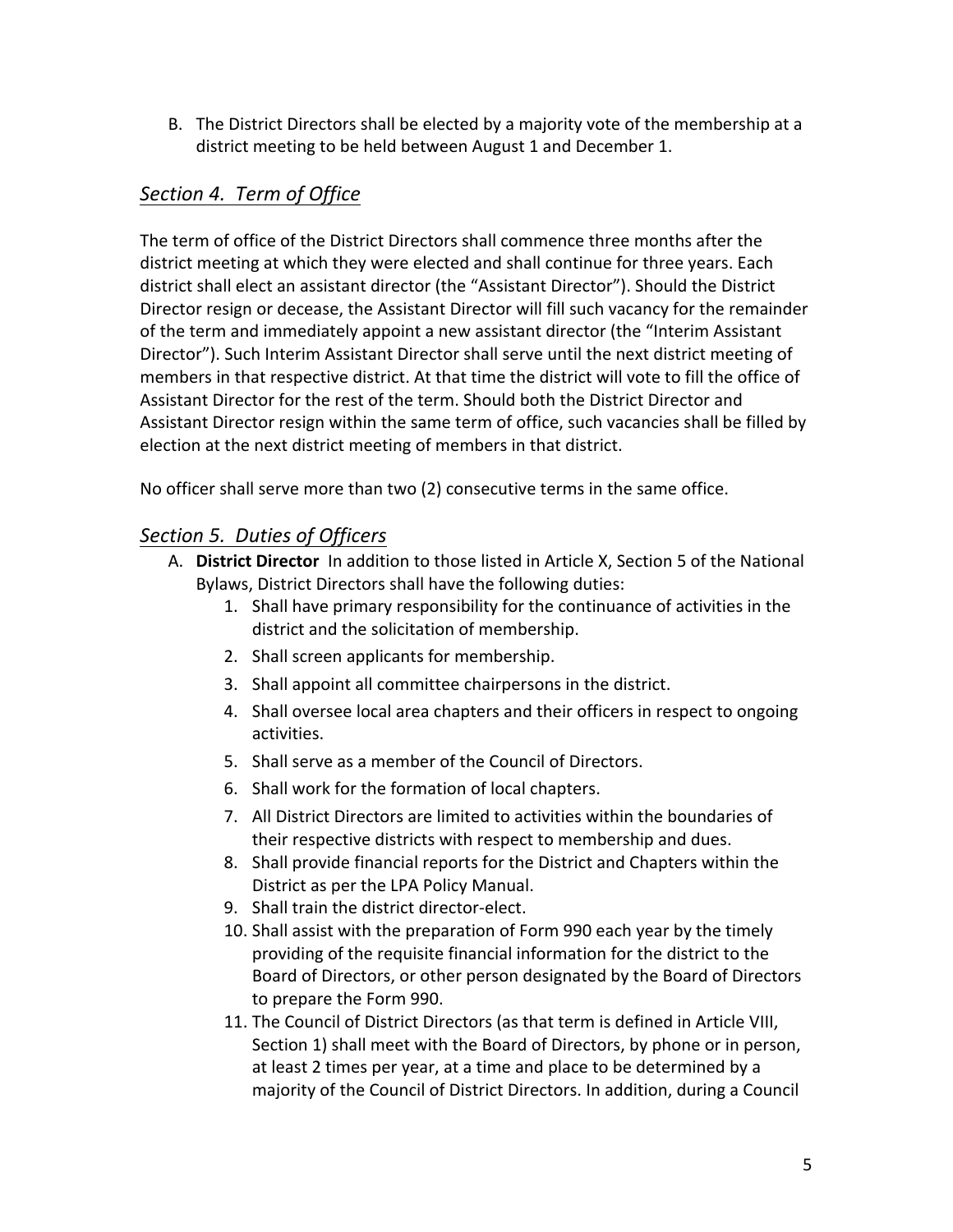B. The District Directors shall be elected by a majority vote of the membership at a district meeting to be held between August 1 and December 1.

## *Section 4. Term of Office*

The term of office of the District Directors shall commence three months after the district meeting at which they were elected and shall continue for three years. Each district shall elect an assistant director (the "Assistant Director"). Should the District Director resign or decease, the Assistant Director will fill such vacancy for the remainder of the term and immediately appoint a new assistant director (the "Interim Assistant Director"). Such Interim Assistant Director shall serve until the next district meeting of members in that respective district. At that time the district will vote to fill the office of Assistant Director for the rest of the term. Should both the District Director and Assistant Director resign within the same term of office, such vacancies shall be filled by election at the next district meeting of members in that district.

No officer shall serve more than two (2) consecutive terms in the same office.

## *Section 5. Duties of Officers*

A. **District Director** In addition to those listed in Article X, Section 5 of the National Bylaws, District Directors shall have the following duties:

1. Shall have primary responsibility for the continuance of activities in the district and the solicitation of membership.
2. Shall screen applicants for membership.
3. Shall appoint all committee chairpersons in the district.
4. Shall oversee local area chapters and their officers in respect to ongoing activities.
5. Shall serve as a member of the Council of Directors.
6. Shall work for the formation of local chapters.
7. All District Directors are limited to activities within the boundaries of their respective districts with respect to membership and dues.
8. Shall provide financial reports for the District and Chapters within the District as per the LPA Policy Manual.
9. Shall train the district director-elect.
10. Shall assist with the preparation of Form 990 each year by the timely providing of the requisite financial information for the district to the Board of Directors, or other person designated by the Board of Directors to prepare the Form 990.
11. The Council of District Directors (as that term is defined in Article VIII, Section 1) shall meet with the Board of Directors, by phone or in person, at least 2 times per year, at a time and place to be determined by a majority of the Council of District Directors. In addition, during a Council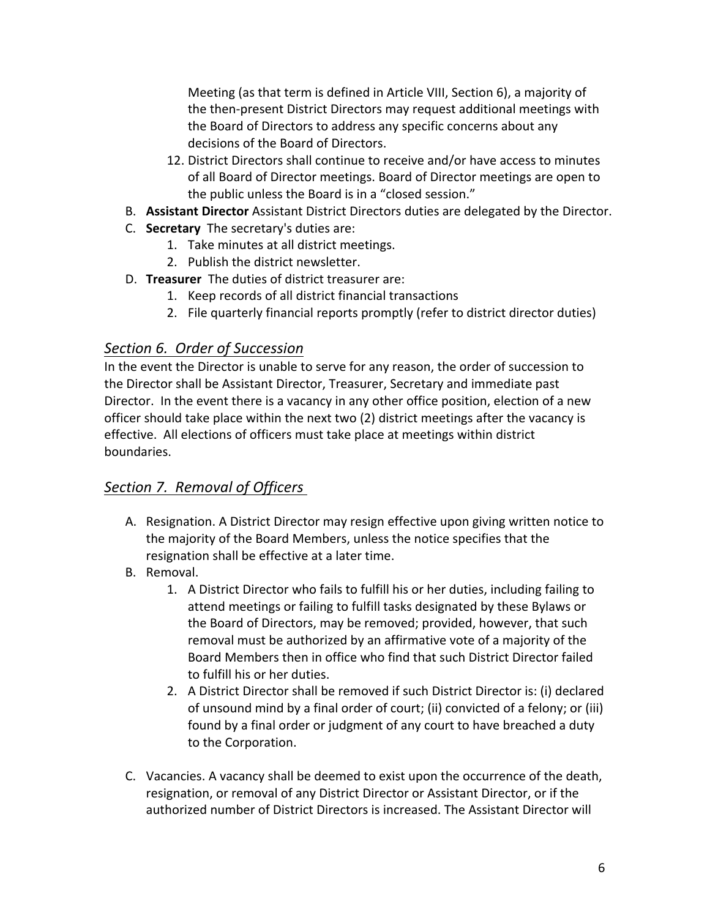Meeting (as that term is defined in Article VIII, Section 6), a majority of the then-present District Directors may request additional meetings with the Board of Directors to address any specific concerns about any decisions of the Board of Directors.

12. District Directors shall continue to receive and/or have access to minutes of all Board of Director meetings. Board of Director meetings are open to the public unless the Board is in a "closed session."

B. **Assistant Director** Assistant District Directors duties are delegated by the Director.
C. **Secretary** The secretary's duties are:
   1. Take minutes at all district meetings.
   2. Publish the district newsletter.
D. **Treasurer** The duties of district treasurer are:
   1. Keep records of all district financial transactions
   2. File quarterly financial reports promptly (refer to district director duties)

## *Section 6. Order of Succession*

In the event the Director is unable to serve for any reason, the order of succession to the Director shall be Assistant Director, Treasurer, Secretary and immediate past Director. In the event there is a vacancy in any other office position, election of a new officer should take place within the next two (2) district meetings after the vacancy is effective. All elections of officers must take place at meetings within district boundaries.

## *Section 7. Removal of Officers*

A. Resignation. A District Director may resign effective upon giving written notice to the majority of the Board Members, unless the notice specifies that the resignation shall be effective at a later time.
B. Removal.
   1. A District Director who fails to fulfill his or her duties, including failing to attend meetings or failing to fulfill tasks designated by these Bylaws or the Board of Directors, may be removed; provided, however, that such removal must be authorized by an affirmative vote of a majority of the Board Members then in office who find that such District Director failed to fulfill his or her duties.
   2. A District Director shall be removed if such District Director is: (i) declared of unsound mind by a final order of court; (ii) convicted of a felony; or (iii) found by a final order or judgment of any court to have breached a duty to the Corporation.

C. Vacancies. A vacancy shall be deemed to exist upon the occurrence of the death, resignation, or removal of any District Director or Assistant Director, or if the authorized number of District Directors is increased. The Assistant Director will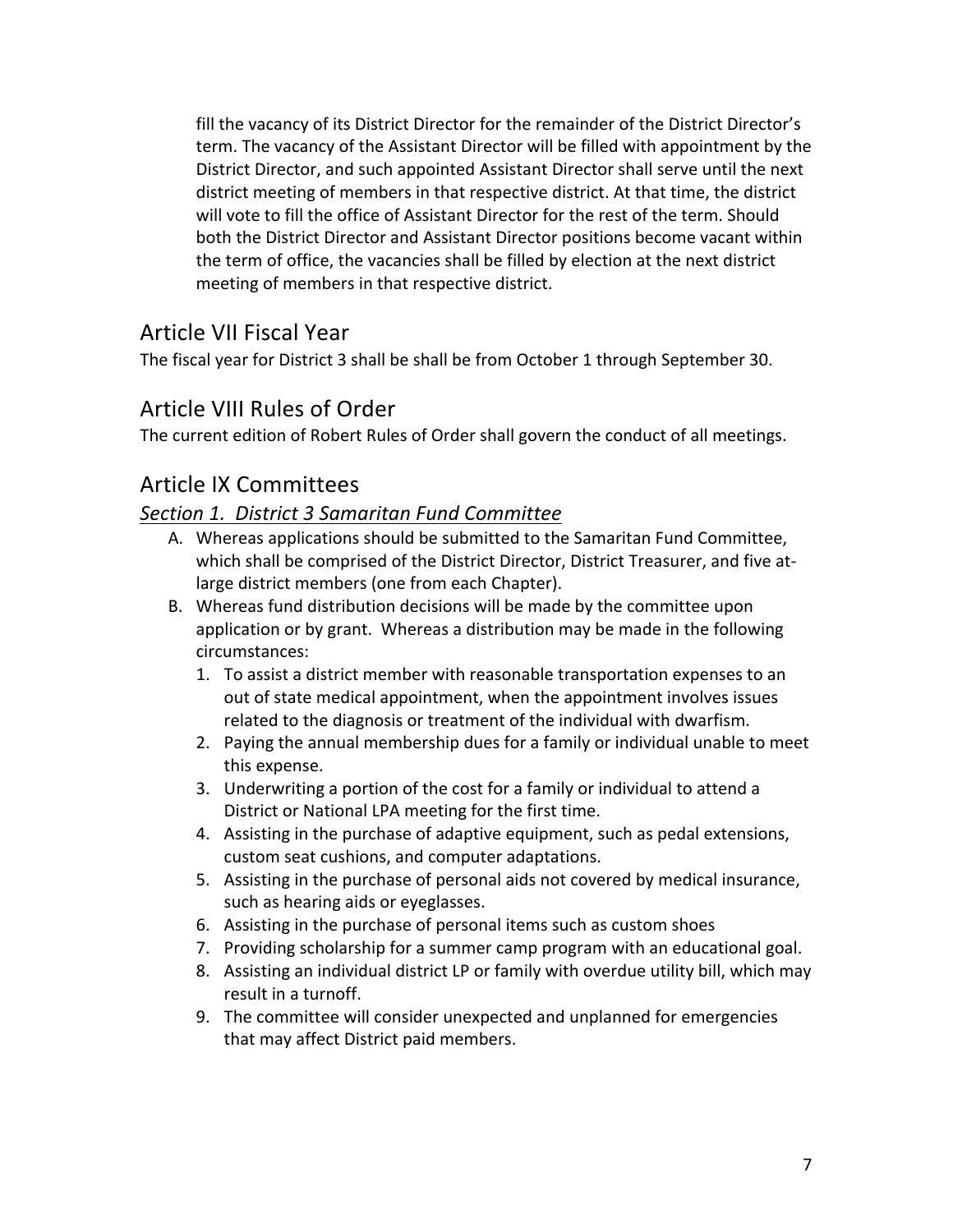fill the vacancy of its District Director for the remainder of the District Director's term. The vacancy of the Assistant Director will be filled with appointment by the District Director, and such appointed Assistant Director shall serve until the next district meeting of members in that respective district. At that time, the district will vote to fill the office of Assistant Director for the rest of the term. Should both the District Director and Assistant Director positions become vacant within the term of office, the vacancies shall be filled by election at the next district meeting of members in that respective district.

## Article VII Fiscal Year

The fiscal year for District 3 shall be shall be from October 1 through September 30.

## Article VIII Rules of Order

The current edition of Robert Rules of Order shall govern the conduct of all meetings.

## Article IX Committees

### *Section 1. District 3 Samaritan Fund Committee*

A. Whereas applications should be submitted to the Samaritan Fund Committee, which shall be comprised of the District Director, District Treasurer, and five at-large district members (one from each Chapter).
B. Whereas fund distribution decisions will be made by the committee upon application or by grant. Whereas a distribution may be made in the following circumstances:
   1. To assist a district member with reasonable transportation expenses to an out of state medical appointment, when the appointment involves issues related to the diagnosis or treatment of the individual with dwarfism.
   2. Paying the annual membership dues for a family or individual unable to meet this expense.
   3. Underwriting a portion of the cost for a family or individual to attend a District or National LPA meeting for the first time.
   4. Assisting in the purchase of adaptive equipment, such as pedal extensions, custom seat cushions, and computer adaptations.
   5. Assisting in the purchase of personal aids not covered by medical insurance, such as hearing aids or eyeglasses.
   6. Assisting in the purchase of personal items such as custom shoes
   7. Providing scholarship for a summer camp program with an educational goal.
   8. Assisting an individual district LP or family with overdue utility bill, which may result in a turnoff.
   9. The committee will consider unexpected and unplanned for emergencies that may affect District paid members.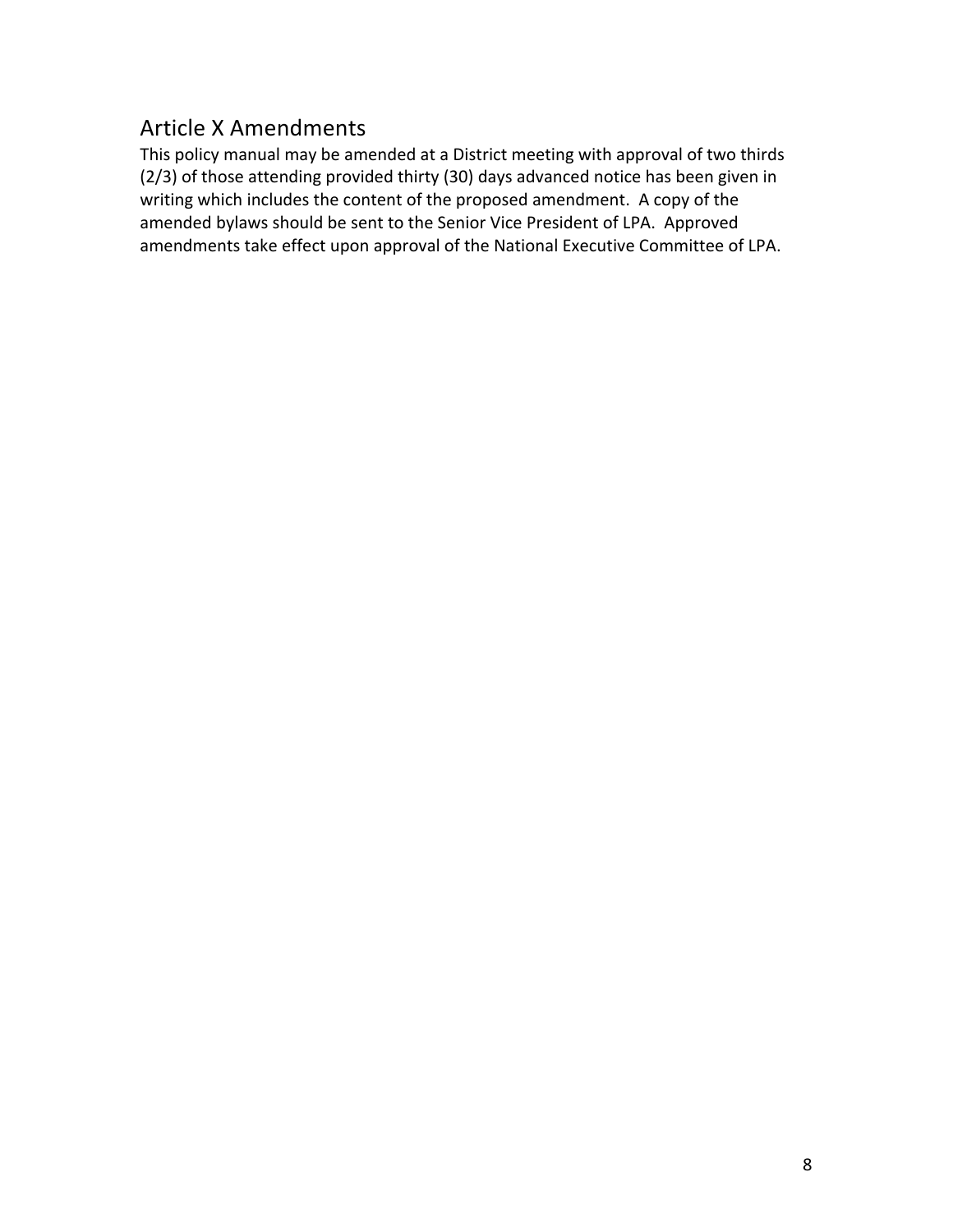## Article X Amendments

This policy manual may be amended at a District meeting with approval of two thirds (2/3) of those attending provided thirty (30) days advanced notice has been given in writing which includes the content of the proposed amendment. A copy of the amended bylaws should be sent to the Senior Vice President of LPA. Approved amendments take effect upon approval of the National Executive Committee of LPA.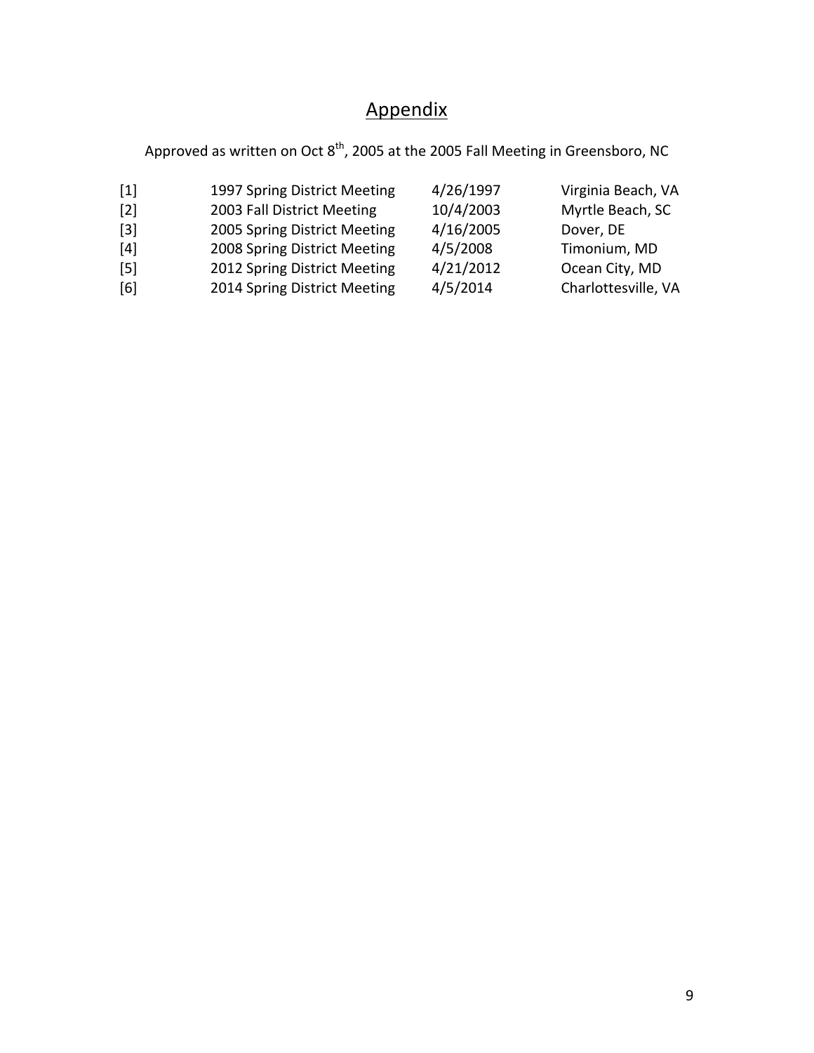# Appendix

Approved as written on Oct 8th, 2005 at the 2005 Fall Meeting in Greensboro, NC

| | | | |
|---|---|---|---|
| [1] | 1997 Spring District Meeting | 4/26/1997 | Virginia Beach, VA |
| [2] | 2003 Fall District Meeting | 10/4/2003 | Myrtle Beach, SC |
| [3] | 2005 Spring District Meeting | 4/16/2005 | Dover, DE |
| [4] | 2008 Spring District Meeting | 4/5/2008 | Timonium, MD |
| [5] | 2012 Spring District Meeting | 4/21/2012 | Ocean City, MD |
| [6] | 2014 Spring District Meeting | 4/5/2014 | Charlottesville, VA |